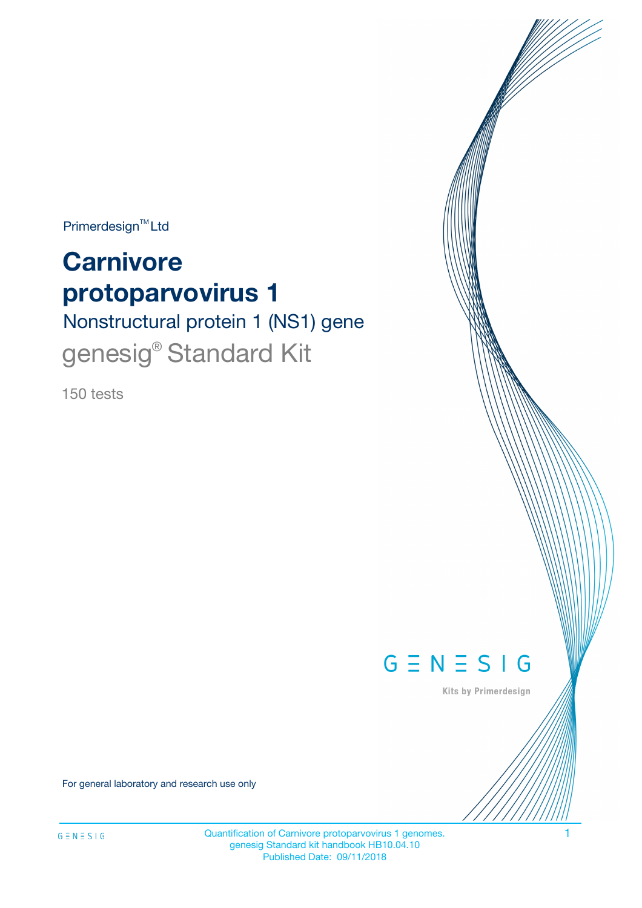Primerdesign™ Ltd

# Carnivore protoparvovirus 1

## Nonstructural protein 1 (NS1) gene

## genesig® Standard Kit

150 tests

GENESIG

Kits by Primerdesign

For general laboratory and research use only

Quantification of Carnivore protoparvovirus 1 genomes.
genesig Standard kit handbook HB10.04.10
Published Date: 09/11/2018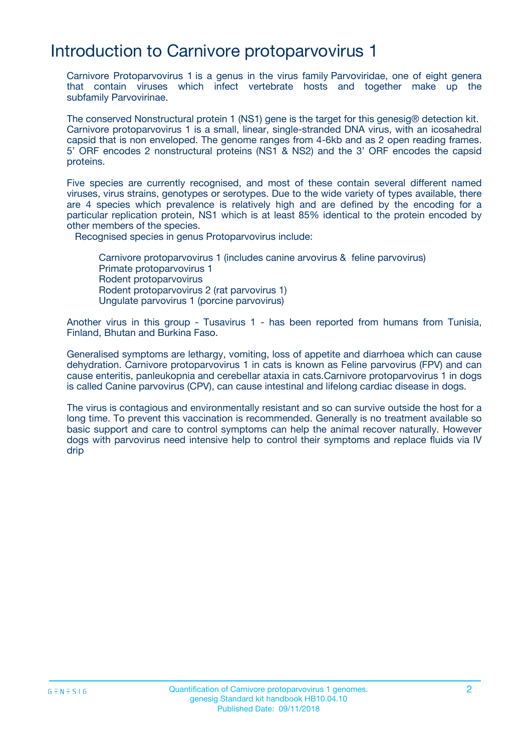# Introduction to Carnivore protoparvovirus 1

Carnivore Protoparvovirus 1 is a genus in the virus family Parvoviridae, one of eight genera that contain viruses which infect vertebrate hosts and together make up the subfamily Parvovirinae.

The conserved Nonstructural protein 1 (NS1) gene is the target for this genesig® detection kit. Carnivore protoparvovirus 1 is a small, linear, single-stranded DNA virus, with an icosahedral capsid that is non enveloped. The genome ranges from 4-6kb and as 2 open reading frames. 5' ORF encodes 2 nonstructural proteins (NS1 & NS2) and the 3' ORF encodes the capsid proteins.

Five species are currently recognised, and most of these contain several different named viruses, virus strains, genotypes or serotypes. Due to the wide variety of types available, there are 4 species which prevalence is relatively high and are defined by the encoding for a particular replication protein, NS1 which is at least 85% identical to the protein encoded by other members of the species.

Recognised species in genus Protoparvovirus include:

- Carnivore protoparvovirus 1 (includes canine arvovirus & feline parvovirus)
- Primate protoparvovirus 1
- Rodent protoparvovirus
- Rodent protoparvovirus 2 (rat parvovirus 1)
- Ungulate parvovirus 1 (porcine parvovirus)

Another virus in this group - Tusavirus 1 - has been reported from humans from Tunisia, Finland, Bhutan and Burkina Faso.

Generalised symptoms are lethargy, vomiting, loss of appetite and diarrhoea which can cause dehydration. Carnivore protoparvovirus 1 in cats is known as Feline parvovirus (FPV) and can cause enteritis, panleukopnia and cerebellar ataxia in cats.Carnivore protoparvovirus 1 in dogs is called Canine parvovirus (CPV), can cause intestinal and lifelong cardiac disease in dogs.

The virus is contagious and environmentally resistant and so can survive outside the host for a long time. To prevent this vaccination is recommended. Generally is no treatment available so basic support and care to control symptoms can help the animal recover naturally. However dogs with parvovirus need intensive help to control their symptoms and replace fluids via IV drip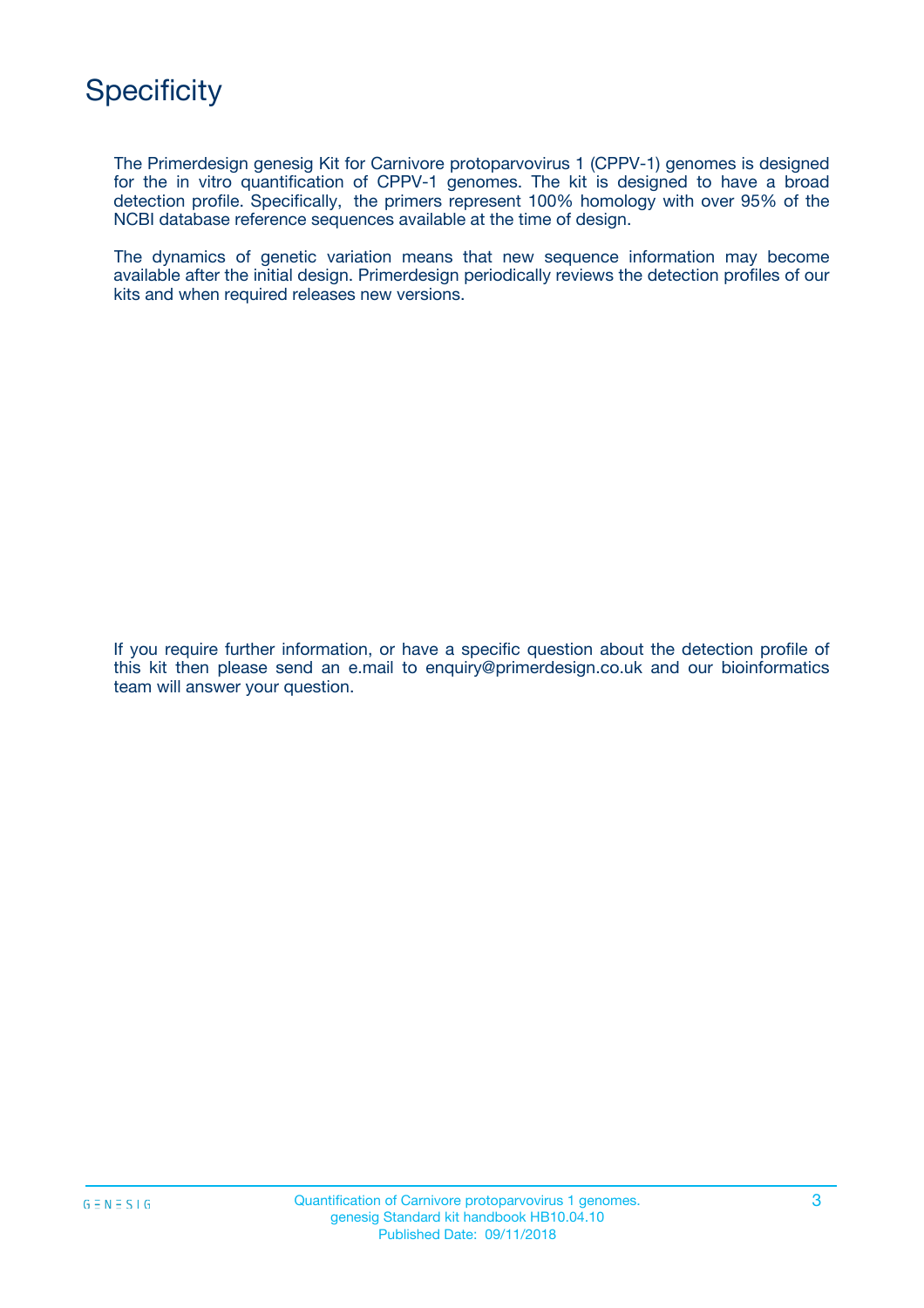# Specificity

The Primerdesign genesig Kit for Carnivore protoparvovirus 1 (CPPV-1) genomes is designed for the in vitro quantification of CPPV-1 genomes. The kit is designed to have a broad detection profile. Specifically, the primers represent 100% homology with over 95% of the NCBI database reference sequences available at the time of design.

The dynamics of genetic variation means that new sequence information may become available after the initial design. Primerdesign periodically reviews the detection profiles of our kits and when required releases new versions.

If you require further information, or have a specific question about the detection profile of this kit then please send an e.mail to enquiry@primerdesign.co.uk and our bioinformatics team will answer your question.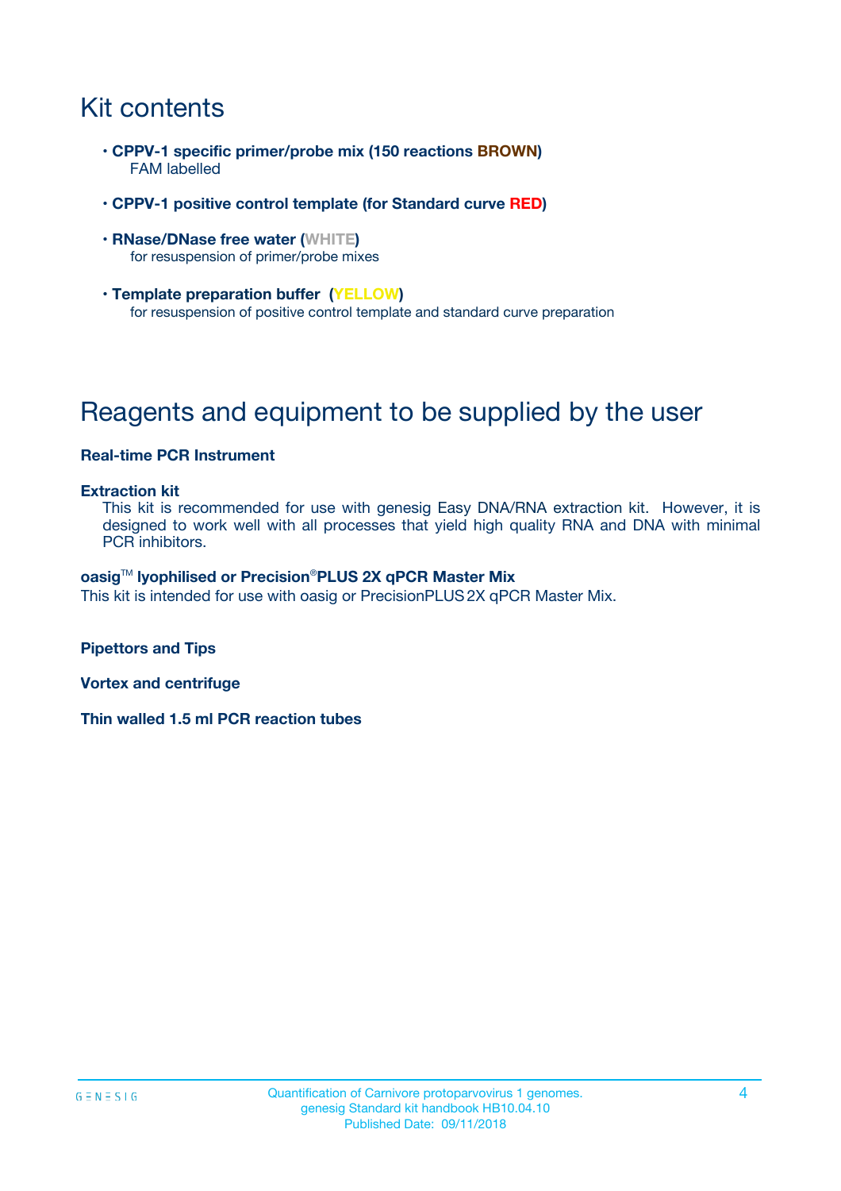# Kit contents

- **CPPV-1 specific primer/probe mix (150 reactions BROWN)**
  FAM labelled
- **CPPV-1 positive control template (for Standard curve RED)**
- **RNase/DNase free water (WHITE)**
  for resuspension of primer/probe mixes
- **Template preparation buffer (YELLOW)**
  for resuspension of positive control template and standard curve preparation

# Reagents and equipment to be supplied by the user

**Real-time PCR Instrument**

**Extraction kit**
This kit is recommended for use with genesig Easy DNA/RNA extraction kit. However, it is designed to work well with all processes that yield high quality RNA and DNA with minimal PCR inhibitors.

**oasig™ lyophilised or Precision®PLUS 2X qPCR Master Mix**
This kit is intended for use with oasig or PrecisionPLUS 2X qPCR Master Mix.

**Pipettors and Tips**

**Vortex and centrifuge**

**Thin walled 1.5 ml PCR reaction tubes**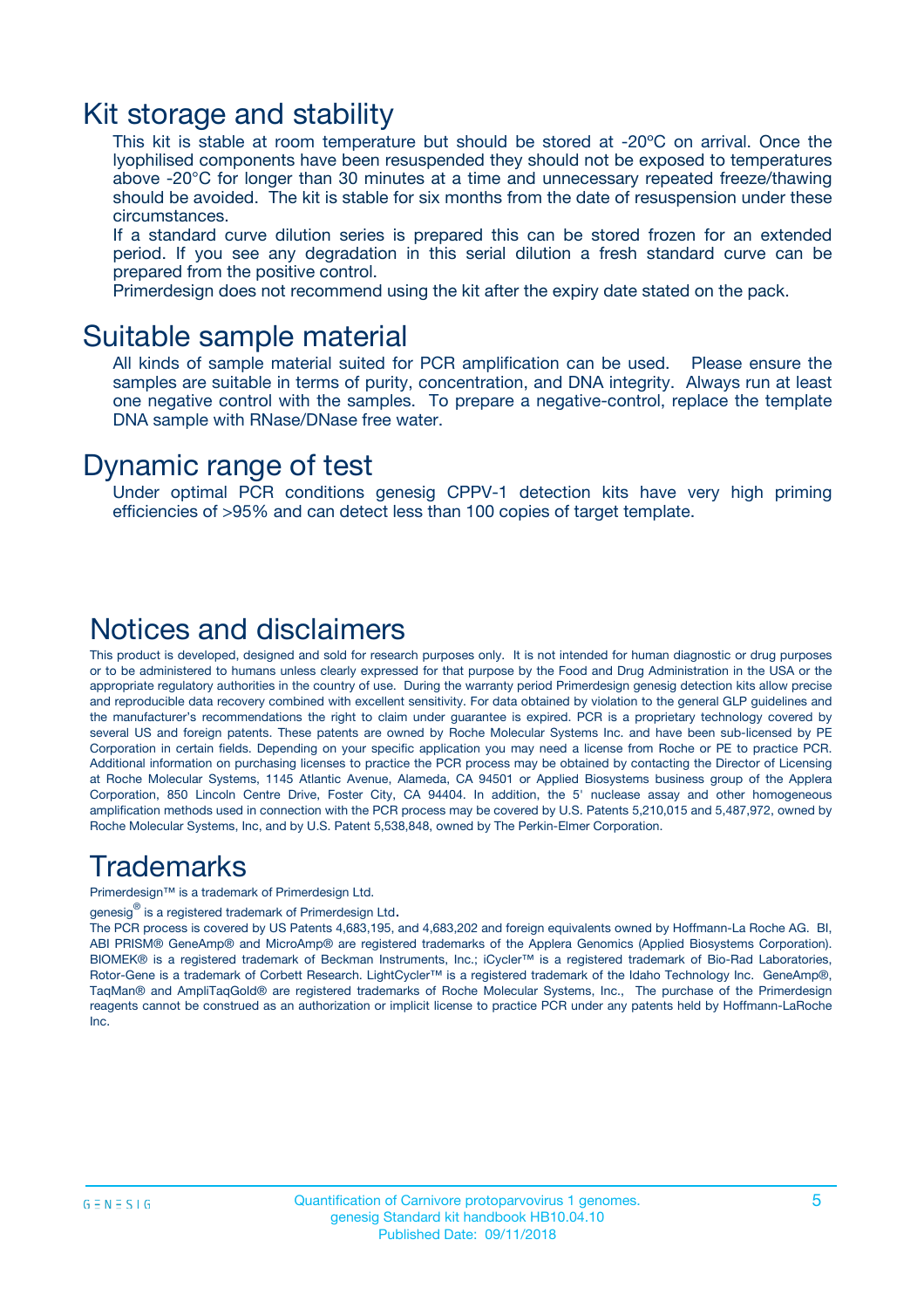# Kit storage and stability

This kit is stable at room temperature but should be stored at -20ºC on arrival. Once the lyophilised components have been resuspended they should not be exposed to temperatures above -20°C for longer than 30 minutes at a time and unnecessary repeated freeze/thawing should be avoided. The kit is stable for six months from the date of resuspension under these circumstances.

If a standard curve dilution series is prepared this can be stored frozen for an extended period. If you see any degradation in this serial dilution a fresh standard curve can be prepared from the positive control.

Primerdesign does not recommend using the kit after the expiry date stated on the pack.

# Suitable sample material

All kinds of sample material suited for PCR amplification can be used. Please ensure the samples are suitable in terms of purity, concentration, and DNA integrity. Always run at least one negative control with the samples. To prepare a negative-control, replace the template DNA sample with RNase/DNase free water.

# Dynamic range of test

Under optimal PCR conditions genesig CPPV-1 detection kits have very high priming efficiencies of >95% and can detect less than 100 copies of target template.

# Notices and disclaimers

This product is developed, designed and sold for research purposes only. It is not intended for human diagnostic or drug purposes or to be administered to humans unless clearly expressed for that purpose by the Food and Drug Administration in the USA or the appropriate regulatory authorities in the country of use. During the warranty period Primerdesign genesig detection kits allow precise and reproducible data recovery combined with excellent sensitivity. For data obtained by violation to the general GLP guidelines and the manufacturer's recommendations the right to claim under guarantee is expired. PCR is a proprietary technology covered by several US and foreign patents. These patents are owned by Roche Molecular Systems Inc. and have been sub-licensed by PE Corporation in certain fields. Depending on your specific application you may need a license from Roche or PE to practice PCR. Additional information on purchasing licenses to practice the PCR process may be obtained by contacting the Director of Licensing at Roche Molecular Systems, 1145 Atlantic Avenue, Alameda, CA 94501 or Applied Biosystems business group of the Applera Corporation, 850 Lincoln Centre Drive, Foster City, CA 94404. In addition, the 5' nuclease assay and other homogeneous amplification methods used in connection with the PCR process may be covered by U.S. Patents 5,210,015 and 5,487,972, owned by Roche Molecular Systems, Inc, and by U.S. Patent 5,538,848, owned by The Perkin-Elmer Corporation.

# Trademarks

Primerdesign™ is a trademark of Primerdesign Ltd.

genesig® is a registered trademark of Primerdesign Ltd.

The PCR process is covered by US Patents 4,683,195, and 4,683,202 and foreign equivalents owned by Hoffmann-La Roche AG. BI, ABI PRISM® GeneAmp® and MicroAmp® are registered trademarks of the Applera Genomics (Applied Biosystems Corporation). BIOMEK® is a registered trademark of Beckman Instruments, Inc.; iCycler™ is a registered trademark of Bio-Rad Laboratories, Rotor-Gene is a trademark of Corbett Research. LightCycler™ is a registered trademark of the Idaho Technology Inc. GeneAmp®, TaqMan® and AmpliTaqGold® are registered trademarks of Roche Molecular Systems, Inc., The purchase of the Primerdesign reagents cannot be construed as an authorization or implicit license to practice PCR under any patents held by Hoffmann-LaRoche Inc.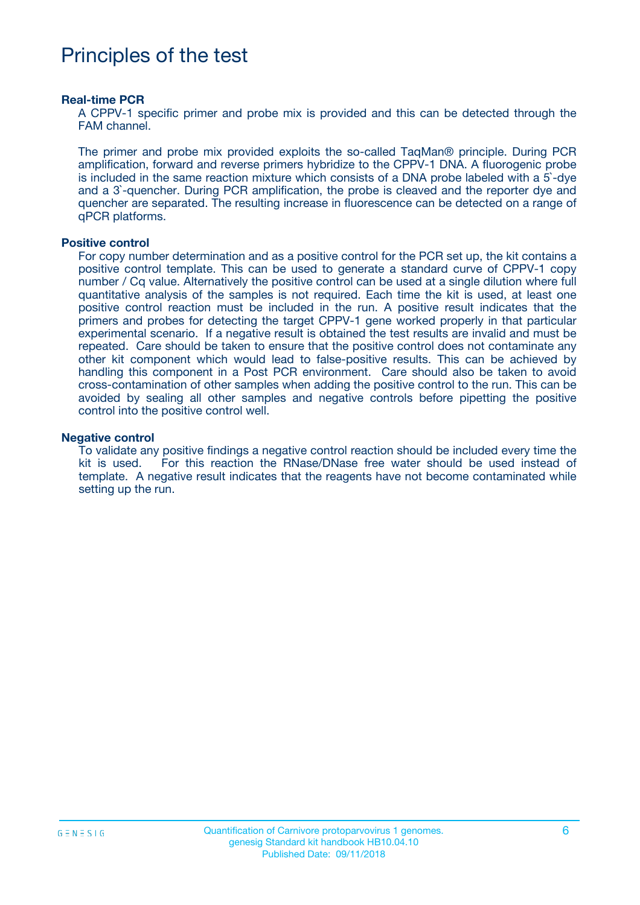# Principles of the test

**Real-time PCR**

A CPPV-1 specific primer and probe mix is provided and this can be detected through the FAM channel.

The primer and probe mix provided exploits the so-called TaqMan® principle. During PCR amplification, forward and reverse primers hybridize to the CPPV-1 DNA. A fluorogenic probe is included in the same reaction mixture which consists of a DNA probe labeled with a 5`-dye and a 3`-quencher. During PCR amplification, the probe is cleaved and the reporter dye and quencher are separated. The resulting increase in fluorescence can be detected on a range of qPCR platforms.

**Positive control**

For copy number determination and as a positive control for the PCR set up, the kit contains a positive control template. This can be used to generate a standard curve of CPPV-1 copy number / Cq value. Alternatively the positive control can be used at a single dilution where full quantitative analysis of the samples is not required. Each time the kit is used, at least one positive control reaction must be included in the run. A positive result indicates that the primers and probes for detecting the target CPPV-1 gene worked properly in that particular experimental scenario. If a negative result is obtained the test results are invalid and must be repeated. Care should be taken to ensure that the positive control does not contaminate any other kit component which would lead to false-positive results. This can be achieved by handling this component in a Post PCR environment. Care should also be taken to avoid cross-contamination of other samples when adding the positive control to the run. This can be avoided by sealing all other samples and negative controls before pipetting the positive control into the positive control well.

**Negative control**

To validate any positive findings a negative control reaction should be included every time the kit is used. For this reaction the RNase/DNase free water should be used instead of template. A negative result indicates that the reagents have not become contaminated while setting up the run.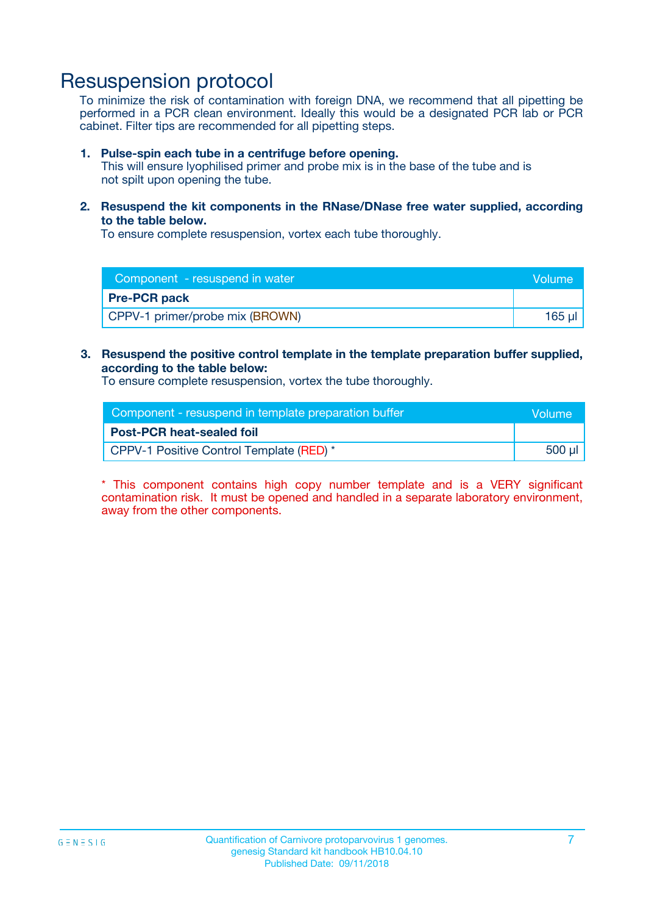# Resuspension protocol

To minimize the risk of contamination with foreign DNA, we recommend that all pipetting be performed in a PCR clean environment. Ideally this would be a designated PCR lab or PCR cabinet. Filter tips are recommended for all pipetting steps.

1. **Pulse-spin each tube in a centrifuge before opening.**
   This will ensure lyophilised primer and probe mix is in the base of the tube and is not spilt upon opening the tube.

2. **Resuspend the kit components in the RNase/DNase free water supplied, according to the table below.**
   To ensure complete resuspension, vortex each tube thoroughly.

| Component - resuspend in water | Volume |
|---|---|
| **Pre-PCR pack** | |
| CPPV-1 primer/probe mix (BROWN) | 165 µl |

3. **Resuspend the positive control template in the template preparation buffer supplied, according to the table below:**
   To ensure complete resuspension, vortex the tube thoroughly.

| Component - resuspend in template preparation buffer | Volume |
|---|---|
| **Post-PCR heat-sealed foil** | |
| CPPV-1 Positive Control Template (RED) * | 500 µl |

* This component contains high copy number template and is a VERY significant contamination risk. It must be opened and handled in a separate laboratory environment, away from the other components.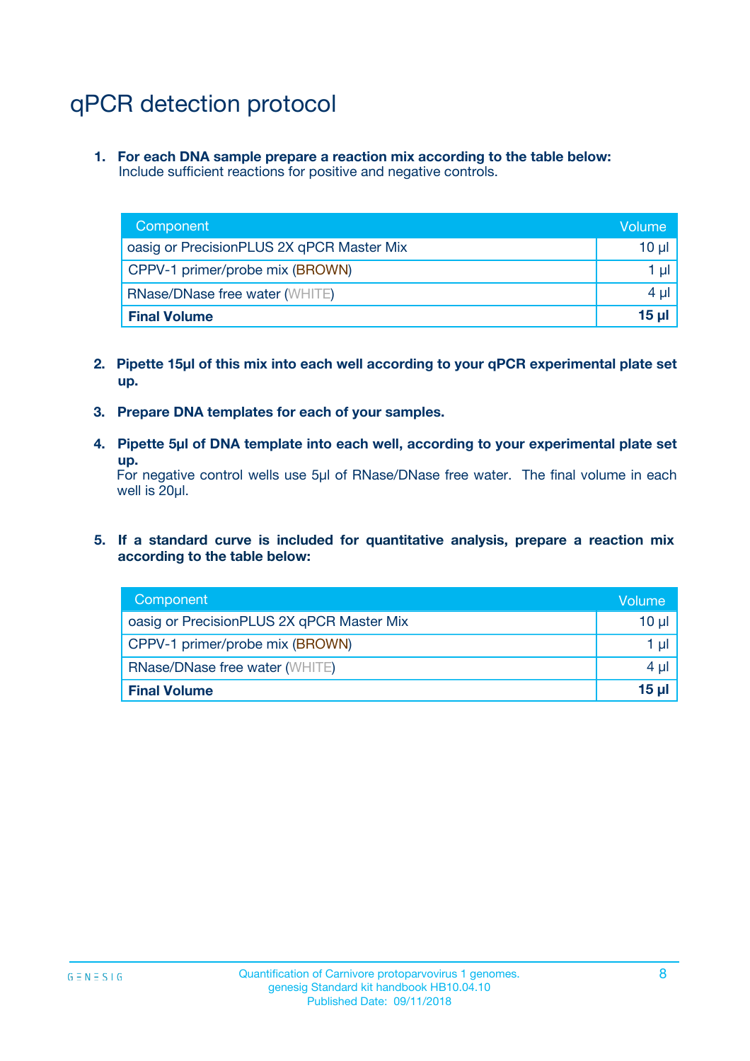# qPCR detection protocol

1. **For each DNA sample prepare a reaction mix according to the table below:**
   Include sufficient reactions for positive and negative controls.

| Component | Volume |
|---|---|
| oasig or PrecisionPLUS 2X qPCR Master Mix | 10 µl |
| CPPV-1 primer/probe mix (BROWN) | 1 µl |
| RNase/DNase free water (WHITE) | 4 µl |
| **Final Volume** | **15 µl** |

2. **Pipette 15µl of this mix into each well according to your qPCR experimental plate set up.**

3. **Prepare DNA templates for each of your samples.**

4. **Pipette 5µl of DNA template into each well, according to your experimental plate set up.**
   For negative control wells use 5µl of RNase/DNase free water. The final volume in each well is 20µl.

5. **If a standard curve is included for quantitative analysis, prepare a reaction mix according to the table below:**

| Component | Volume |
|---|---|
| oasig or PrecisionPLUS 2X qPCR Master Mix | 10 µl |
| CPPV-1 primer/probe mix (BROWN) | 1 µl |
| RNase/DNase free water (WHITE) | 4 µl |
| **Final Volume** | **15 µl** |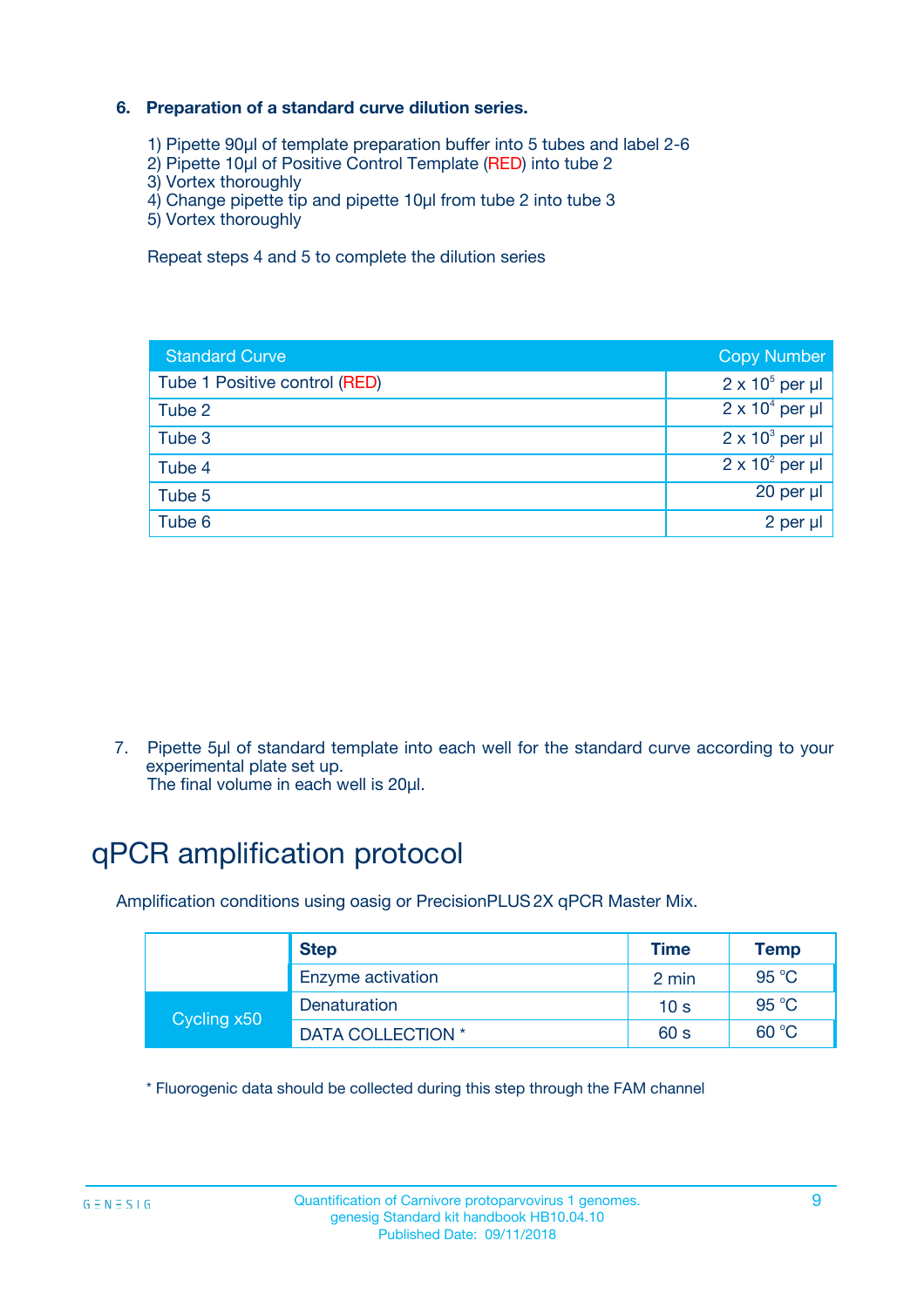### 6. Preparation of a standard curve dilution series.

1) Pipette 90µl of template preparation buffer into 5 tubes and label 2-6
2) Pipette 10µl of Positive Control Template (RED) into tube 2
3) Vortex thoroughly
4) Change pipette tip and pipette 10µl from tube 2 into tube 3
5) Vortex thoroughly

Repeat steps 4 and 5 to complete the dilution series

| Standard Curve | Copy Number |
|---|---|
| Tube 1 Positive control (RED) | $2 \times 10^5$ per µl |
| Tube 2 | $2 \times 10^4$ per µl |
| Tube 3 | $2 \times 10^3$ per µl |
| Tube 4 | $2 \times 10^2$ per µl |
| Tube 5 | 20 per µl |
| Tube 6 | 2 per µl |

7. Pipette 5µl of standard template into each well for the standard curve according to your experimental plate set up.
The final volume in each well is 20µl.

# qPCR amplification protocol

Amplification conditions using oasig or PrecisionPLUS 2X qPCR Master Mix.

| | Step | Time | Temp |
|---|---|---|---|
| | Enzyme activation | 2 min | 95 °C |
| Cycling x50 | Denaturation | 10 s | 95 °C |
| | DATA COLLECTION * | 60 s | 60 °C |

* Fluorogenic data should be collected during this step through the FAM channel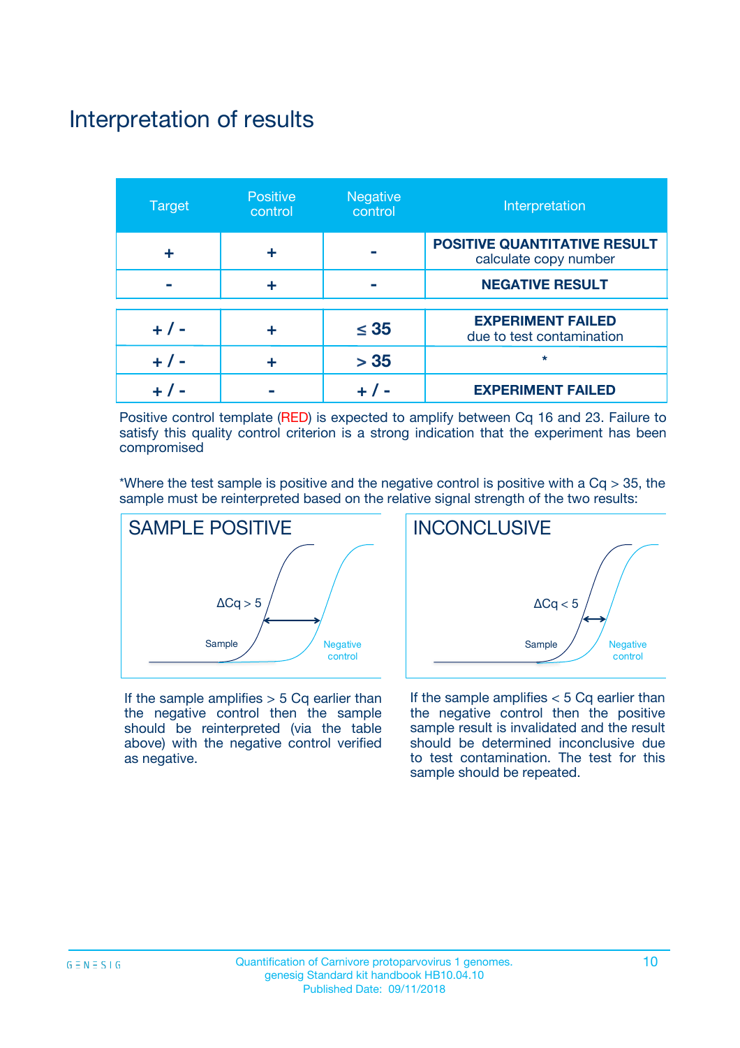# Interpretation of results

| Target | Positive control | Negative control | Interpretation |
|---|---|---|---|
| + | + | - | **POSITIVE QUANTITATIVE RESULT** calculate copy number |
| - | + | - | **NEGATIVE RESULT** |
| + / - | + | ≤ 35 | **EXPERIMENT FAILED** due to test contamination |
| + / - | + | > 35 | * |
| + / - | - | + / - | **EXPERIMENT FAILED** |

Positive control template (RED) is expected to amplify between Cq 16 and 23. Failure to satisfy this quality control criterion is a strong indication that the experiment has been compromised

*Where the test sample is positive and the negative control is positive with a Cq > 35, the sample must be reinterpreted based on the relative signal strength of the two results:

## SAMPLE POSITIVE

ΔCq > 5

Sample

Negative control

If the sample amplifies > 5 Cq earlier than the negative control then the sample should be reinterpreted (via the table above) with the negative control verified as negative.

## INCONCLUSIVE

ΔCq < 5

Sample

Negative control

If the sample amplifies < 5 Cq earlier than the negative control then the positive sample result is invalidated and the result should be determined inconclusive due to test contamination. The test for this sample should be repeated.